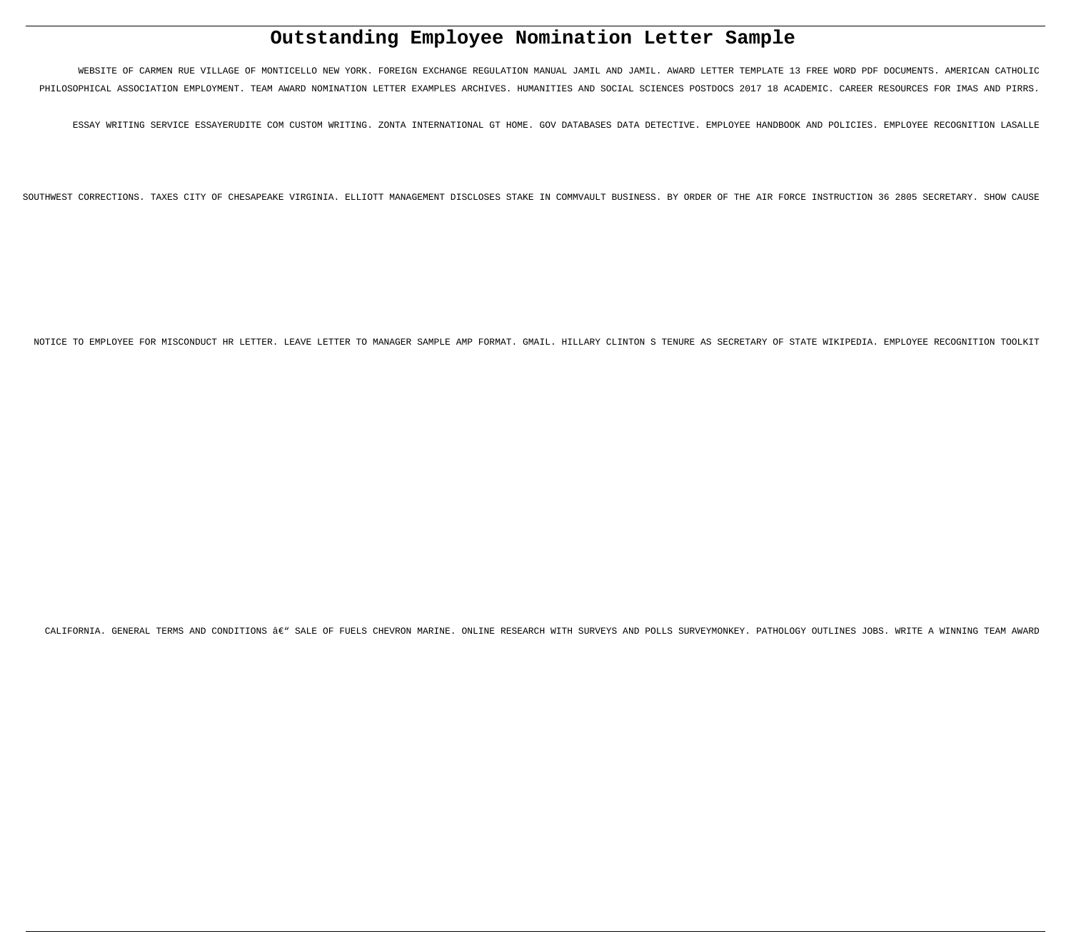# Outstanding Employee Nomination Letter Sample

WEBSITE OF CARMEN RUE VILLAGE OF MONTICELLO NEW YORK. FOREIGN EXCHANGE REGULATION MANUAL JAMIL AND JAMIL. AWARD LETTER TEMPLATE 13 FREE WORD PDF DOCUMENTS. AMERICAN CATHOLIC PHILOSOPHICAL ASSOCIATION EMPLOYMENT. TEAM AWARD NOMINATION LETTER EXAMPLES ARCHIVES. HUMANITIES AND SOCIAL SCIENCES POSTDOCS 2017 18 ACADEMIC. CAREER RESOURCES FOR IMAS AND PIRRS. ESSAY WRITING SERVICE ESSAYERUDITE COM CUSTOM WRITING. ZONTA INTERNATIONAL GT HOME. GOV DATABASES DATA DETECTIVE. EMPLOYEE HANDBOOK AND POLICIES. EMPLOYEE RECOGNITION LASALLE SOUTHWEST CORRECTIONS. TAXES CITY OF CHESAPEAKE VIRGINIA. ELLIOTT MANAGEMENT DISCLOSES STAKE IN COMMVAULT BUSINESS. BY ORDER OF THE AIR FORCE INSTRUCTION 36 2805 SECRETARY. SHOW CAUSE NOTICE TO EMPLOYEE FOR MISCONDUCT HR LETTER. LEAVE LETTER TO MANAGER SAMPLE AMP FORMAT. GMAIL. HILLARY CLINTON S TENURE AS SECRETARY OF STATE WIKIPEDIA. EMPLOYEE RECOGNITION TOOLKIT CALIFORNIA. GENERAL TERMS AND CONDITIONS â€" SALE OF FUELS CHEVRON MARINE. ONLINE RESEARCH WITH SURVEYS AND POLLS SURVEYMONKEY. PATHOLOGY OUTLINES JOBS. WRITE A WINNING TEAM AWARD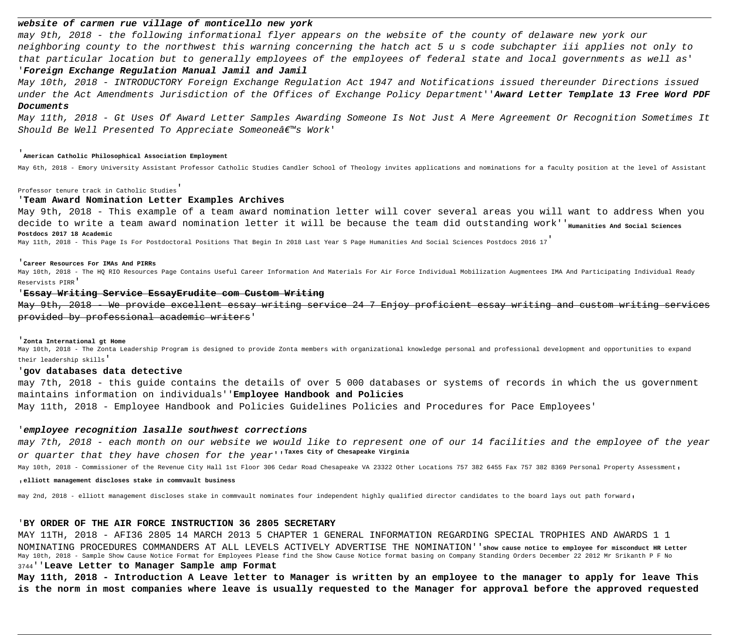***website of carmen rue village of monticello new york***

*may 9th, 2018 - the following informational flyer appears on the website of the county of delaware new york our neighboring county to the northwest this warning concerning the hatch act 5 u s code subchapter iii applies not only to that particular location but to generally employees of the employees of federal state and local governments as well as'*

*'**Foreign Exchange Regulation Manual Jamil and Jamil***

*May 10th, 2018 - INTRODUCTORY Foreign Exchange Regulation Act 1947 and Notifications issued thereunder Directions issued under the Act Amendments Jurisdiction of the Offices of Exchange Policy Department''**Award Letter Template 13 Free Word PDF Documents***

*May 11th, 2018 - Gt Uses Of Award Letter Samples Awarding Someone Is Not Just A Mere Agreement Or Recognition Sometimes It Should Be Well Presented To Appreciate Someoneâ€™s Work'*

'**American Catholic Philosophical Association Employment**

May 6th, 2018 - Emory University Assistant Professor Catholic Studies Candler School of Theology invites applications and nominations for a faculty position at the level of Assistant Professor tenure track in Catholic Studies'

'**Team Award Nomination Letter Examples Archives**

May 9th, 2018 - This example of a team award nomination letter will cover several areas you will want to address When you decide to write a team award nomination letter it will be because the team did outstanding work''**Humanities And Social Sciences Postdocs 2017 18 Academic**

May 11th, 2018 - This Page Is For Postdoctoral Positions That Begin In 2018 Last Year S Page Humanities And Social Sciences Postdocs 2016 17'

'**Career Resources For IMAs And PIRRs**

May 10th, 2018 - The HQ RIO Resources Page Contains Useful Career Information And Materials For Air Force Individual Mobilization Augmentees IMA And Participating Individual Ready Reservists PIRR'

'~~**Essay Writing Service EssayErudite com Custom Writing**~~

~~May 9th, 2018 - We provide excellent essay writing service 24 7 Enjoy proficient essay writing and custom writing services provided by professional academic writers~~'

'**Zonta International gt Home**

May 10th, 2018 - The Zonta Leadership Program is designed to provide Zonta members with organizational knowledge personal and professional development and opportunities to expand their leadership skills'

'**gov databases data detective**

may 7th, 2018 - this guide contains the details of over 5 000 databases or systems of records in which the us government maintains information on individuals''**Employee Handbook and Policies**

May 11th, 2018 - Employee Handbook and Policies Guidelines Policies and Procedures for Pace Employees'

'***employee recognition lasalle southwest corrections***

*may 7th, 2018 - each month on our website we would like to represent one of our 14 facilities and the employee of the year or quarter that they have chosen for the year*''**Taxes City of Chesapeake Virginia**

May 10th, 2018 - Commissioner of the Revenue City Hall 1st Floor 306 Cedar Road Chesapeake VA 23322 Other Locations 757 382 6455 Fax 757 382 8369 Personal Property Assessment,

,**elliott management discloses stake in commvault business**

may 2nd, 2018 - elliott management discloses stake in commvault nominates four independent highly qualified director candidates to the board lays out path forward,

'**BY ORDER OF THE AIR FORCE INSTRUCTION 36 2805 SECRETARY**

MAY 11TH, 2018 - AFI36 2805 14 MARCH 2013 5 CHAPTER 1 GENERAL INFORMATION REGARDING SPECIAL TROPHIES AND AWARDS 1 1 NOMINATING PROCEDURES COMMANDERS AT ALL LEVELS ACTIVELY ADVERTISE THE NOMINATION''**show cause notice to employee for misconduct HR Letter**

May 10th, 2018 - Sample Show Cause Notice Format for Employees Please find the Show Cause Notice format basing on Company Standing Orders December 22 2012 Mr Srikanth P F No 3744''**Leave Letter to Manager Sample amp Format**

**May 11th, 2018 - Introduction A Leave letter to Manager is written by an employee to the manager to apply for leave This is the norm in most companies where leave is usually requested to the Manager for approval before the approved requested**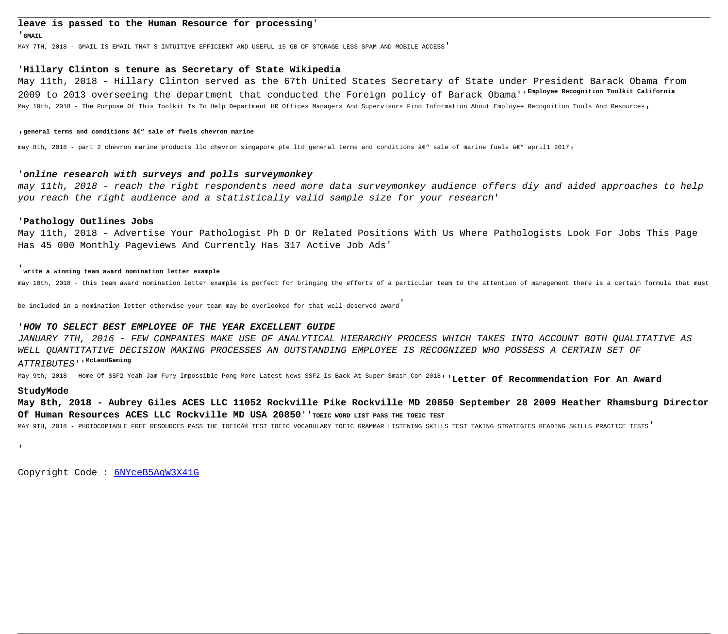**leave is passed to the Human Resource for processing**'

'**GMAIL**

MAY 7TH, 2018 - GMAIL IS EMAIL THAT S INTUITIVE EFFICIENT AND USEFUL 15 GB OF STORAGE LESS SPAM AND MOBILE ACCESS'

'**Hillary Clinton s tenure as Secretary of State Wikipedia**

May 11th, 2018 - Hillary Clinton served as the 67th United States Secretary of State under President Barack Obama from 2009 to 2013 overseeing the department that conducted the Foreign policy of Barack Obama''**Employee Recognition Toolkit California**

May 10th, 2018 - The Purpose Of This Toolkit Is To Help Department HR Offices Managers And Supervisors Find Information About Employee Recognition Tools And Resources,

,**general terms and conditions â€" sale of fuels chevron marine**

may 8th, 2018 - part 2 chevron marine products llc chevron singapore pte ltd general terms and conditions â€" sale of marine fuels â€" april1 2017,

'***online research with surveys and polls surveymonkey***

*may 11th, 2018 - reach the right respondents need more data surveymonkey audience offers diy and aided approaches to help you reach the right audience and a statistically valid sample size for your research*'

'**Pathology Outlines Jobs**

May 11th, 2018 - Advertise Your Pathologist Ph D Or Related Positions With Us Where Pathologists Look For Jobs This Page Has 45 000 Monthly Pageviews And Currently Has 317 Active Job Ads'

'**write a winning team award nomination letter example**

may 10th, 2018 - this team award nomination letter example is perfect for bringing the efforts of a particular team to the attention of management there is a certain formula that must be included in a nomination letter otherwise your team may be overlooked for that well deserved award'

'***HOW TO SELECT BEST EMPLOYEE OF THE YEAR EXCELLENT GUIDE***

*JANUARY 7TH, 2016 - FEW COMPANIES MAKE USE OF ANALYTICAL HIERARCHY PROCESS WHICH TAKES INTO ACCOUNT BOTH QUALITATIVE AS WELL QUANTITATIVE DECISION MAKING PROCESSES AN OUTSTANDING EMPLOYEE IS RECOGNIZED WHO POSSESS A CERTAIN SET OF ATTRIBUTES*''**McLeodGaming**

May 9th, 2018 - Home Of SSF2 Yeah Jam Fury Impossible Pong More Latest News SSF2 Is Back At Super Smash Con 2018''**Letter Of Recommendation For An Award StudyMode**

**May 8th, 2018 - Aubrey Giles ACES LLC 11052 Rockville Pike Rockville MD 20850 September 28 2009 Heather Rhamsburg Director Of Human Resources ACES LLC Rockville MD USA 20850**''**TOEIC WORD LIST PASS THE TOEIC TEST**

MAY 9TH, 2018 - PHOTOCOPIABLE FREE RESOURCES PASS THE TOEICÂ® TEST TOEIC VOCABULARY TOEIC GRAMMAR LISTENING SKILLS TEST TAKING STRATEGIES READING SKILLS PRACTICE TESTS'

'

Copyright Code : 6NYceB5AqW3X41G